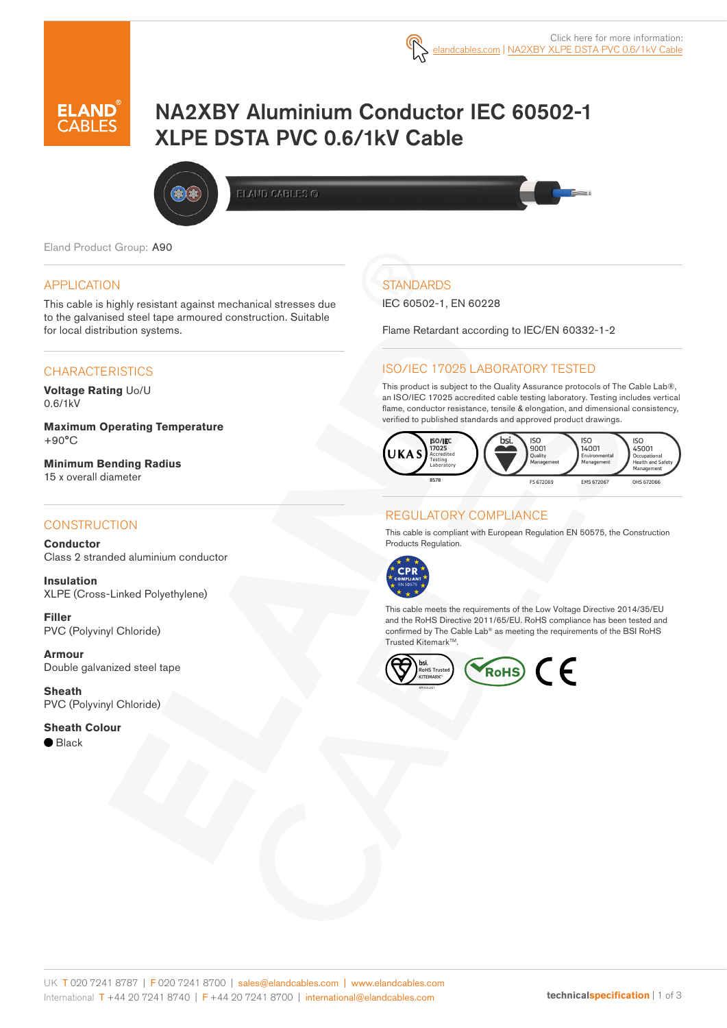Click here for more information: elandcables.com | NA2XBY XLPE DSTA PVC 0.6/1kV Cable

# NA2XBY Aluminium Conductor IEC 60502-1 XLPE DSTA PVC 0.6/1kV Cable

Eland Product Group: A90

## APPLICATION

This cable is highly resistant against mechanical stresses due to the galvanised steel tape armoured construction. Suitable for local distribution systems.

## CHARACTERISTICS

**Voltage Rating** Uo/U
0.6/1kV

**Maximum Operating Temperature**
+90°C

**Minimum Bending Radius**
15 x overall diameter

## CONSTRUCTION

**Conductor**
Class 2 stranded aluminium conductor

**Insulation**
XLPE (Cross-Linked Polyethylene)

**Filler**
PVC (Polyvinyl Chloride)

**Armour**
Double galvanized steel tape

**Sheath**
PVC (Polyvinyl Chloride)

**Sheath Colour**
● Black

## STANDARDS

IEC 60502-1, EN 60228

Flame Retardant according to IEC/EN 60332-1-2

## ISO/IEC 17025 LABORATORY TESTED

This product is subject to the Quality Assurance protocols of The Cable Lab®, an ISO/IEC 17025 accredited cable testing laboratory. Testing includes vertical flame, conductor resistance, tensile & elongation, and dimensional consistency, verified to published standards and approved product drawings.

UKAS ISO/IEC 17025 Accredited Testing Laboratory 8578 | bsi. ISO 9001 Quality Management FS 672069 | ISO 14001 Environmental Management EMS 672067 | ISO 45001 Occupational Health and Safety Management OHS 672066

## REGULATORY COMPLIANCE

This cable is compliant with European Regulation EN 50575, the Construction Products Regulation.

CPR COMPLIANT EN 50575

This cable meets the requirements of the Low Voltage Directive 2014/35/EU and the RoHS Directive 2011/65/EU. RoHS compliance has been tested and confirmed by The Cable Lab® as meeting the requirements of the BSI RoHS Trusted Kitemark™.

bsi. RoHS Trusted KITEMARK™ | RoHS | CE

UK T 020 7241 8787 | F 020 7241 8700 | sales@elandcables.com | www.elandcables.com
International T +44 20 7241 8740 | F +44 20 7241 8700 | international@elandcables.com

technicalspecification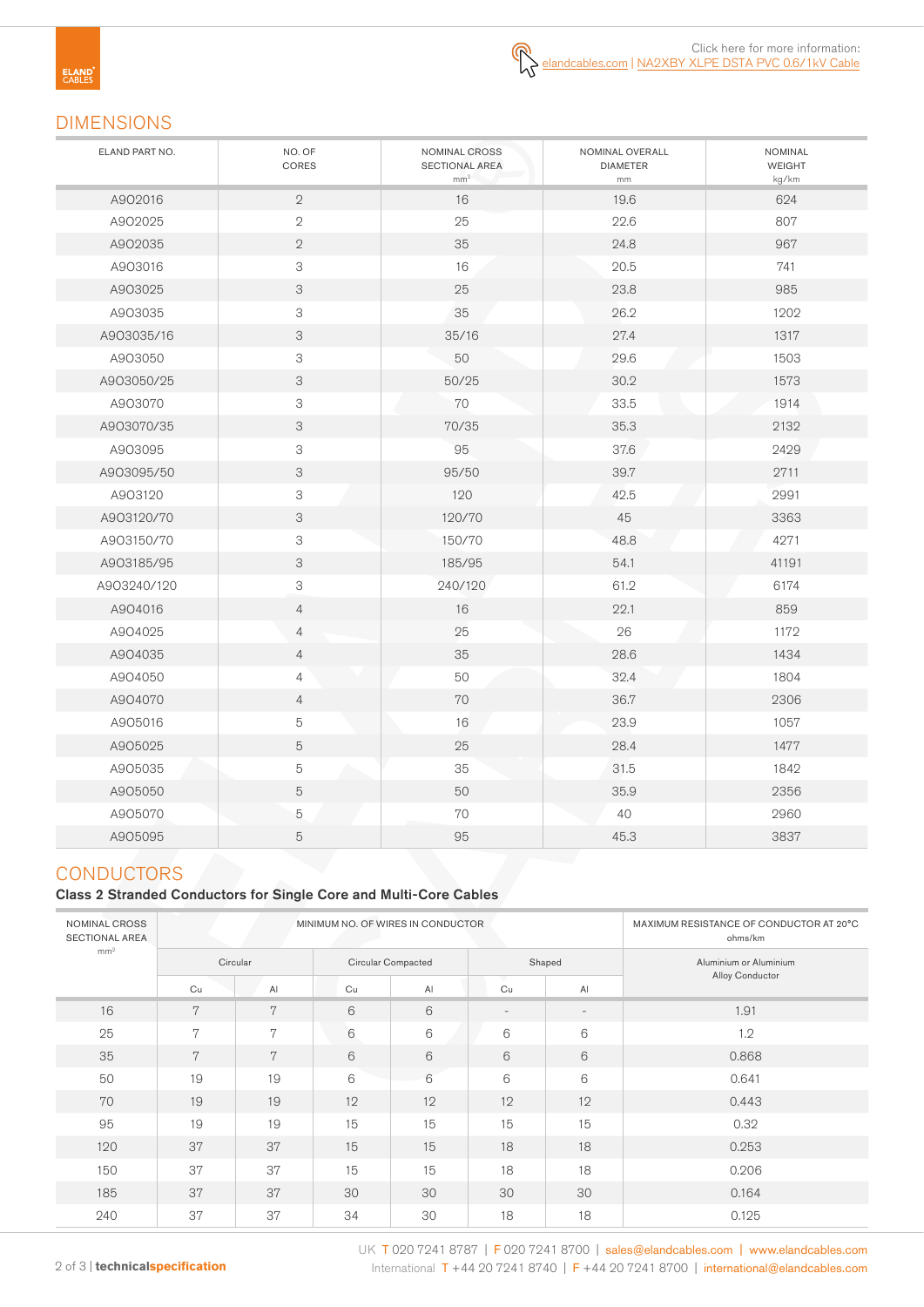Click here for more information: elandcables.com | NA2XBY XLPE DSTA PVC 0.6/1kV Cable

## DIMENSIONS

| ELAND PART NO. | NO. OF CORES | NOMINAL CROSS SECTIONAL AREA mm² | NOMINAL OVERALL DIAMETER mm | NOMINAL WEIGHT kg/km |
|---|---|---|---|---|
| A902016 | 2 | 16 | 19.6 | 624 |
| A902025 | 2 | 25 | 22.6 | 807 |
| A902035 | 2 | 35 | 24.8 | 967 |
| A903016 | 3 | 16 | 20.5 | 741 |
| A903025 | 3 | 25 | 23.8 | 985 |
| A903035 | 3 | 35 | 26.2 | 1202 |
| A903035/16 | 3 | 35/16 | 27.4 | 1317 |
| A903050 | 3 | 50 | 29.6 | 1503 |
| A903050/25 | 3 | 50/25 | 30.2 | 1573 |
| A903070 | 3 | 70 | 33.5 | 1914 |
| A903070/35 | 3 | 70/35 | 35.3 | 2132 |
| A903095 | 3 | 95 | 37.6 | 2429 |
| A903095/50 | 3 | 95/50 | 39.7 | 2711 |
| A903120 | 3 | 120 | 42.5 | 2991 |
| A903120/70 | 3 | 120/70 | 45 | 3363 |
| A903150/70 | 3 | 150/70 | 48.8 | 4271 |
| A903185/95 | 3 | 185/95 | 54.1 | 41191 |
| A903240/120 | 3 | 240/120 | 61.2 | 6174 |
| A904016 | 4 | 16 | 22.1 | 859 |
| A904025 | 4 | 25 | 26 | 1172 |
| A904035 | 4 | 35 | 28.6 | 1434 |
| A904050 | 4 | 50 | 32.4 | 1804 |
| A904070 | 4 | 70 | 36.7 | 2306 |
| A905016 | 5 | 16 | 23.9 | 1057 |
| A905025 | 5 | 25 | 28.4 | 1477 |
| A905035 | 5 | 35 | 31.5 | 1842 |
| A905050 | 5 | 50 | 35.9 | 2356 |
| A905070 | 5 | 70 | 40 | 2960 |
| A905095 | 5 | 95 | 45.3 | 3837 |

## CONDUCTORS

### Class 2 Stranded Conductors for Single Core and Multi-Core Cables

| NOMINAL CROSS SECTIONAL AREA mm² | MINIMUM NO. OF WIRES IN CONDUCTOR | | | | | | MAXIMUM RESISTANCE OF CONDUCTOR AT 20°C ohms/km |
|---|---|---|---|---|---|---|---|
| | Circular | | Circular Compacted | | Shaped | | Aluminium or Aluminium Alloy Conductor |
| | Cu | Al | Cu | Al | Cu | Al | |
| 16 | 7 | 7 | 6 | 6 | - | - | 1.91 |
| 25 | 7 | 7 | 6 | 6 | 6 | 6 | 1.2 |
| 35 | 7 | 7 | 6 | 6 | 6 | 6 | 0.868 |
| 50 | 19 | 19 | 6 | 6 | 6 | 6 | 0.641 |
| 70 | 19 | 19 | 12 | 12 | 12 | 12 | 0.443 |
| 95 | 19 | 19 | 15 | 15 | 15 | 15 | 0.32 |
| 120 | 37 | 37 | 15 | 15 | 18 | 18 | 0.253 |
| 150 | 37 | 37 | 15 | 15 | 18 | 18 | 0.206 |
| 185 | 37 | 37 | 30 | 30 | 30 | 30 | 0.164 |
| 240 | 37 | 37 | 34 | 30 | 18 | 18 | 0.125 |

UK T 020 7241 8787 | F 020 7241 8700 | sales@elandcables.com | www.elandcables.com
International T +44 20 7241 8740 | F +44 20 7241 8700 | international@elandcables.com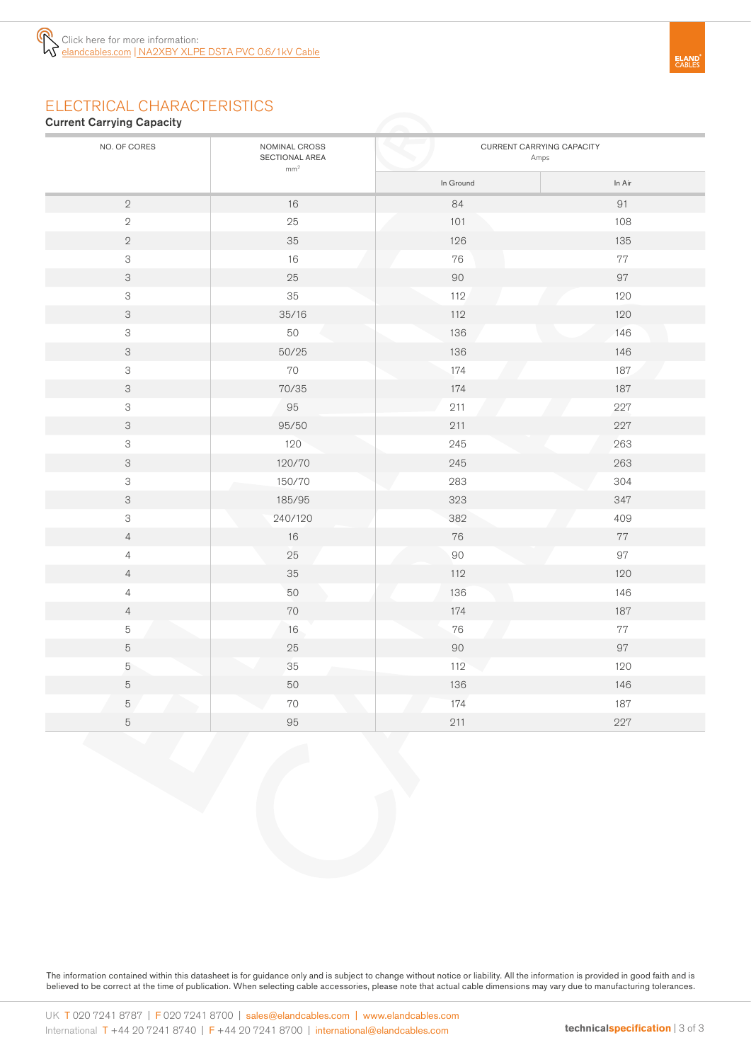Click here for more information:
elandcables.com | NA2XBY XLPE DSTA PVC 0.6/1kV Cable

# ELECTRICAL CHARACTERISTICS

## Current Carrying Capacity

| NO. OF CORES | NOMINAL CROSS SECTIONAL AREA mm$^2$ | CURRENT CARRYING CAPACITY Amps | |
|---|---|---|---|
| | | In Ground | In Air |
| 2 | 16 | 84 | 91 |
| 2 | 25 | 101 | 108 |
| 2 | 35 | 126 | 135 |
| 3 | 16 | 76 | 77 |
| 3 | 25 | 90 | 97 |
| 3 | 35 | 112 | 120 |
| 3 | 35/16 | 112 | 120 |
| 3 | 50 | 136 | 146 |
| 3 | 50/25 | 136 | 146 |
| 3 | 70 | 174 | 187 |
| 3 | 70/35 | 174 | 187 |
| 3 | 95 | 211 | 227 |
| 3 | 95/50 | 211 | 227 |
| 3 | 120 | 245 | 263 |
| 3 | 120/70 | 245 | 263 |
| 3 | 150/70 | 283 | 304 |
| 3 | 185/95 | 323 | 347 |
| 3 | 240/120 | 382 | 409 |
| 4 | 16 | 76 | 77 |
| 4 | 25 | 90 | 97 |
| 4 | 35 | 112 | 120 |
| 4 | 50 | 136 | 146 |
| 4 | 70 | 174 | 187 |
| 5 | 16 | 76 | 77 |
| 5 | 25 | 90 | 97 |
| 5 | 35 | 112 | 120 |
| 5 | 50 | 136 | 146 |
| 5 | 70 | 174 | 187 |
| 5 | 95 | 211 | 227 |

The information contained within this datasheet is for guidance only and is subject to change without notice or liability. All the information is provided in good faith and is believed to be correct at the time of publication. When selecting cable accessories, please note that actual cable dimensions may vary due to manufacturing tolerances.

UK T 020 7241 8787 | F 020 7241 8700 | sales@elandcables.com | www.elandcables.com
International T +44 20 7241 8740 | F +44 20 7241 8700 | international@elandcables.com